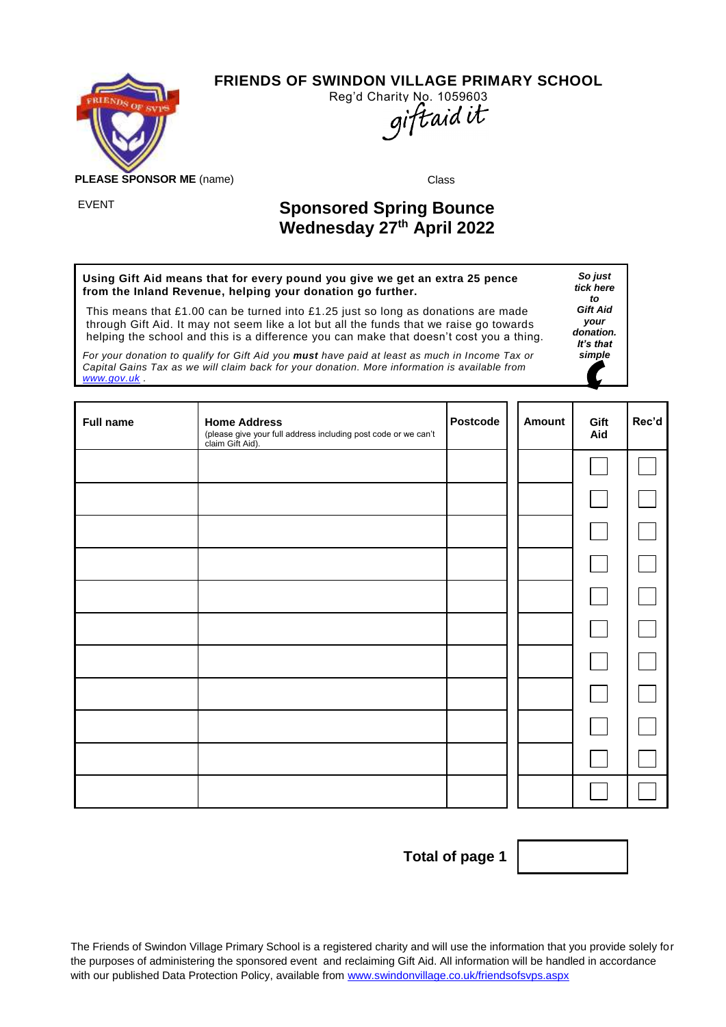# FRIENDS OF SWINDON VILLAGE PRIMARY SCHOOL

Reg'd Charity No. 1059603

giftaid it

**PLEASE SPONSOR ME** (name) Class

EVENT

## Sponsored Spring Bounce
## Wednesday 27th April 2022

**Using Gift Aid means that for every pound you give we get an extra 25 pence from the Inland Revenue, helping your donation go further.**

This means that £1.00 can be turned into £1.25 just so long as donations are made through Gift Aid. It may not seem like a lot but all the funds that we raise go towards helping the school and this is a difference you can make that doesn't cost you a thing.

*For your donation to qualify for Gift Aid you **must** have paid at least as much in Income Tax or Capital Gains Tax as we will claim back for your donation. More information is available from [www.gov.uk](http://www.gov.uk) .*

***So just tick here to Gift Aid your donation. It's that simple***

| Full name | Home Address (please give your full address including post code or we can't claim Gift Aid). | Postcode | Amount | Gift Aid | Rec'd |
|---|---|---|---|---|---|
| | | | | ☐ | ☐ |
| | | | | ☐ | ☐ |
| | | | | ☐ | ☐ |
| | | | | ☐ | ☐ |
| | | | | ☐ | ☐ |
| | | | | ☐ | ☐ |
| | | | | ☐ | ☐ |
| | | | | ☐ | ☐ |
| | | | | ☐ | ☐ |
| | | | | ☐ | ☐ |
| | | | | ☐ | ☐ |

**Total of page 1**

The Friends of Swindon Village Primary School is a registered charity and will use the information that you provide solely for the purposes of administering the sponsored event and reclaiming Gift Aid. All information will be handled in accordance with our published Data Protection Policy, available from [www.swindonvillage.co.uk/friendsofsvps.aspx](http://www.swindonvillage.co.uk/friendsofsvps.aspx)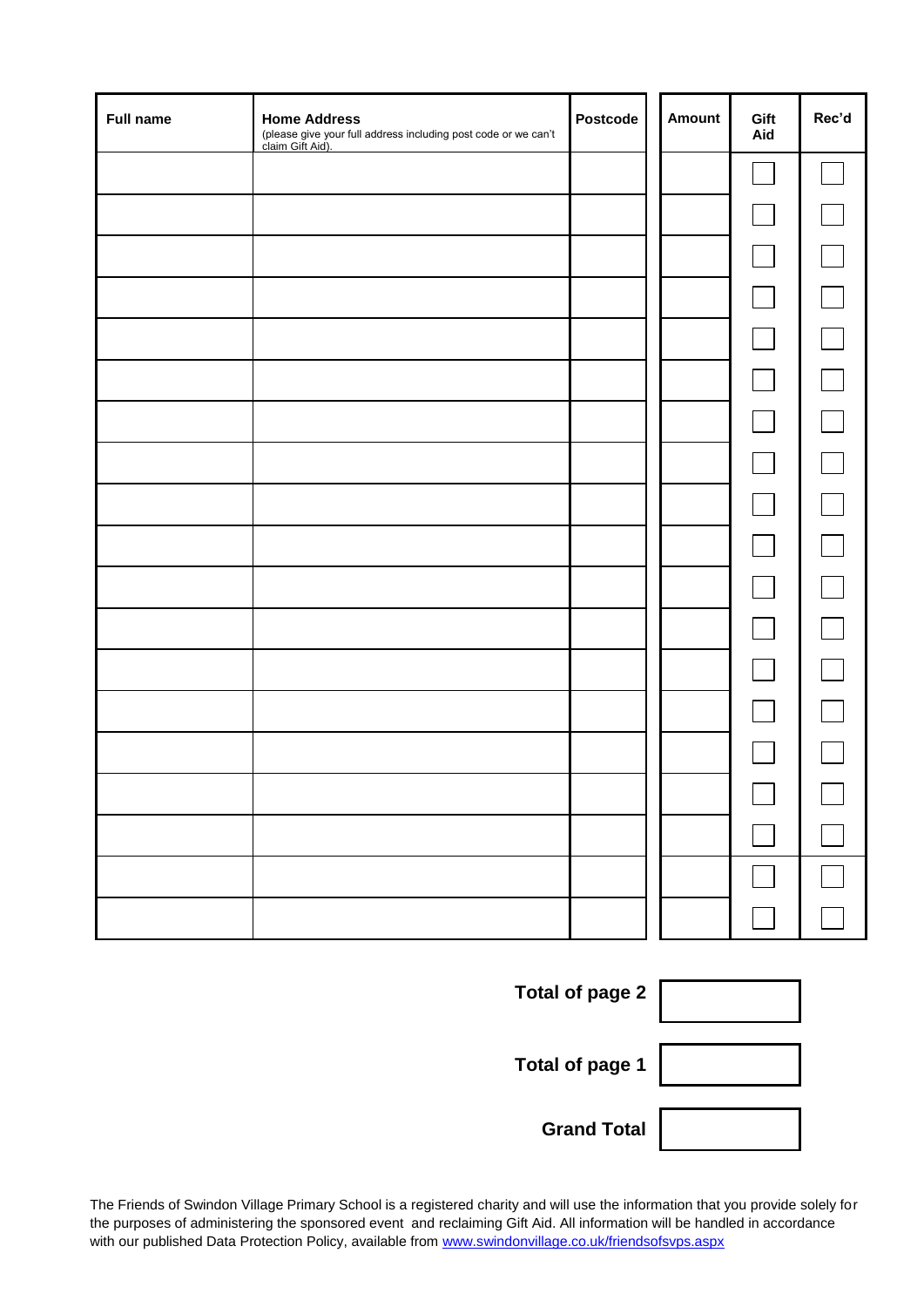| Full name | Home Address (please give your full address including post code or we can't claim Gift Aid). | Postcode | Amount | Gift Aid | Rec'd |
|---|---|---|---|---|---|
| | | | | ☐ | ☐ |
| | | | | ☐ | ☐ |
| | | | | ☐ | ☐ |
| | | | | ☐ | ☐ |
| | | | | ☐ | ☐ |
| | | | | ☐ | ☐ |
| | | | | ☐ | ☐ |
| | | | | ☐ | ☐ |
| | | | | ☐ | ☐ |
| | | | | ☐ | ☐ |
| | | | | ☐ | ☐ |
| | | | | ☐ | ☐ |
| | | | | ☐ | ☐ |
| | | | | ☐ | ☐ |
| | | | | ☐ | ☐ |
| | | | | ☐ | ☐ |
| | | | | ☐ | ☐ |
| | | | | ☐ | ☐ |
| | | | | ☐ | ☐ |

| | |
|---|---|
| **Total of page 2** | |
| **Total of page 1** | |
| **Grand Total** | |

The Friends of Swindon Village Primary School is a registered charity and will use the information that you provide solely for the purposes of administering the sponsored event and reclaiming Gift Aid. All information will be handled in accordance with our published Data Protection Policy, available from [www.swindonvillage.co.uk/friendsofsvps.aspx](www.swindonvillage.co.uk/friendsofsvps.aspx)